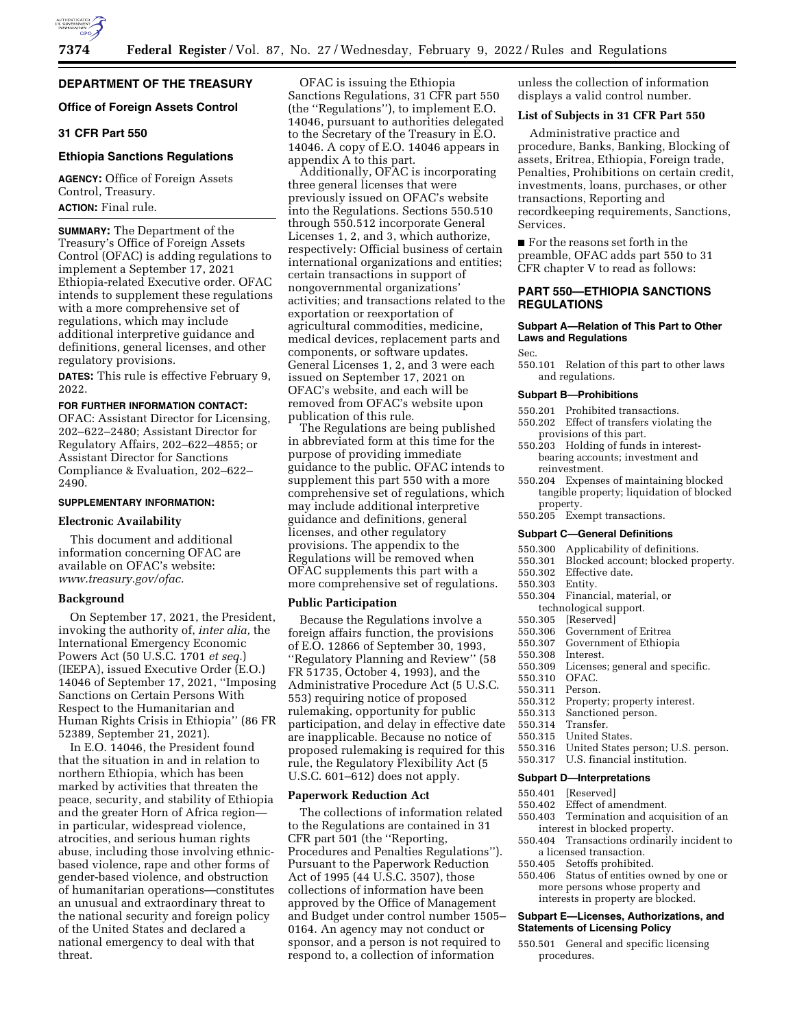## DEPARTMENT OF THE TREASURY

### Office of Foreign Assets Control

### 31 CFR Part 550

### Ethiopia Sanctions Regulations

**AGENCY:** Office of Foreign Assets Control, Treasury.

**ACTION:** Final rule.

**SUMMARY:** The Department of the Treasury's Office of Foreign Assets Control (OFAC) is adding regulations to implement a September 17, 2021 Ethiopia-related Executive order. OFAC intends to supplement these regulations with a more comprehensive set of regulations, which may include additional interpretive guidance and definitions, general licenses, and other regulatory provisions.

**DATES:** This rule is effective February 9, 2022.

**FOR FURTHER INFORMATION CONTACT:** OFAC: Assistant Director for Licensing, 202–622–2480; Assistant Director for Regulatory Affairs, 202–622–4855; or Assistant Director for Sanctions Compliance & Evaluation, 202–622–2490.

**SUPPLEMENTARY INFORMATION:**

#### Electronic Availability

This document and additional information concerning OFAC are available on OFAC's website: *www.treasury.gov/ofac.*

#### Background

On September 17, 2021, the President, invoking the authority of, *inter alia,* the International Emergency Economic Powers Act (50 U.S.C. 1701 *et seq.*) (IEEPA), issued Executive Order (E.O.) 14046 of September 17, 2021, "Imposing Sanctions on Certain Persons With Respect to the Humanitarian and Human Rights Crisis in Ethiopia" (86 FR 52389, September 21, 2021).

In E.O. 14046, the President found that the situation in and in relation to northern Ethiopia, which has been marked by activities that threaten the peace, security, and stability of Ethiopia and the greater Horn of Africa region—in particular, widespread violence, atrocities, and serious human rights abuse, including those involving ethnic-based violence, rape and other forms of gender-based violence, and obstruction of humanitarian operations—constitutes an unusual and extraordinary threat to the national security and foreign policy of the United States and declared a national emergency to deal with that threat.

OFAC is issuing the Ethiopia Sanctions Regulations, 31 CFR part 550 (the "Regulations"), to implement E.O. 14046, pursuant to authorities delegated to the Secretary of the Treasury in E.O. 14046. A copy of E.O. 14046 appears in appendix A to this part.

Additionally, OFAC is incorporating three general licenses that were previously issued on OFAC's website into the Regulations. Sections 550.510 through 550.512 incorporate General Licenses 1, 2, and 3, which authorize, respectively: Official business of certain international organizations and entities; certain transactions in support of nongovernmental organizations' activities; and transactions related to the exportation or reexportation of agricultural commodities, medicine, medical devices, replacement parts and components, or software updates. General Licenses 1, 2, and 3 were each issued on September 17, 2021 on OFAC's website, and each will be removed from OFAC's website upon publication of this rule.

The Regulations are being published in abbreviated form at this time for the purpose of providing immediate guidance to the public. OFAC intends to supplement this part 550 with a more comprehensive set of regulations, which may include additional interpretive guidance and definitions, general licenses, and other regulatory provisions. The appendix to the Regulations will be removed when OFAC supplements this part with a more comprehensive set of regulations.

#### Public Participation

Because the Regulations involve a foreign affairs function, the provisions of E.O. 12866 of September 30, 1993, "Regulatory Planning and Review" (58 FR 51735, October 4, 1993), and the Administrative Procedure Act (5 U.S.C. 553) requiring notice of proposed rulemaking, opportunity for public participation, and delay in effective date are inapplicable. Because no notice of proposed rulemaking is required for this rule, the Regulatory Flexibility Act (5 U.S.C. 601–612) does not apply.

#### Paperwork Reduction Act

The collections of information related to the Regulations are contained in 31 CFR part 501 (the "Reporting, Procedures and Penalties Regulations"). Pursuant to the Paperwork Reduction Act of 1995 (44 U.S.C. 3507), those collections of information have been approved by the Office of Management and Budget under control number 1505–0164. An agency may not conduct or sponsor, and a person is not required to respond to, a collection of information unless the collection of information displays a valid control number.

#### List of Subjects in 31 CFR Part 550

Administrative practice and procedure, Banks, Banking, Blocking of assets, Eritrea, Ethiopia, Foreign trade, Penalties, Prohibitions on certain credit, investments, loans, purchases, or other transactions, Reporting and recordkeeping requirements, Sanctions, Services.

■ For the reasons set forth in the preamble, OFAC adds part 550 to 31 CFR chapter V to read as follows:

## PART 550—ETHIOPIA SANCTIONS REGULATIONS

### Subpart A—Relation of This Part to Other Laws and Regulations

Sec.

550.101 Relation of this part to other laws and regulations.

### Subpart B—Prohibitions

550.201 Prohibited transactions.
550.202 Effect of transfers violating the provisions of this part.
550.203 Holding of funds in interest-bearing accounts; investment and reinvestment.
550.204 Expenses of maintaining blocked tangible property; liquidation of blocked property.
550.205 Exempt transactions.

### Subpart C—General Definitions

550.300 Applicability of definitions.
550.301 Blocked account; blocked property.
550.302 Effective date.
550.303 Entity.
550.304 Financial, material, or technological support.
550.305 [Reserved]
550.306 Government of Eritrea
550.307 Government of Ethiopia
550.308 Interest.
550.309 Licenses; general and specific.
550.310 OFAC.
550.311 Person.
550.312 Property; property interest.
550.313 Sanctioned person.
550.314 Transfer.
550.315 United States.
550.316 United States person; U.S. person.
550.317 U.S. financial institution.

### Subpart D—Interpretations

550.401 [Reserved]
550.402 Effect of amendment.
550.403 Termination and acquisition of an interest in blocked property.
550.404 Transactions ordinarily incident to a licensed transaction.
550.405 Setoffs prohibited.
550.406 Status of entities owned by one or more persons whose property and interests in property are blocked.

### Subpart E—Licenses, Authorizations, and Statements of Licensing Policy

550.501 General and specific licensing procedures.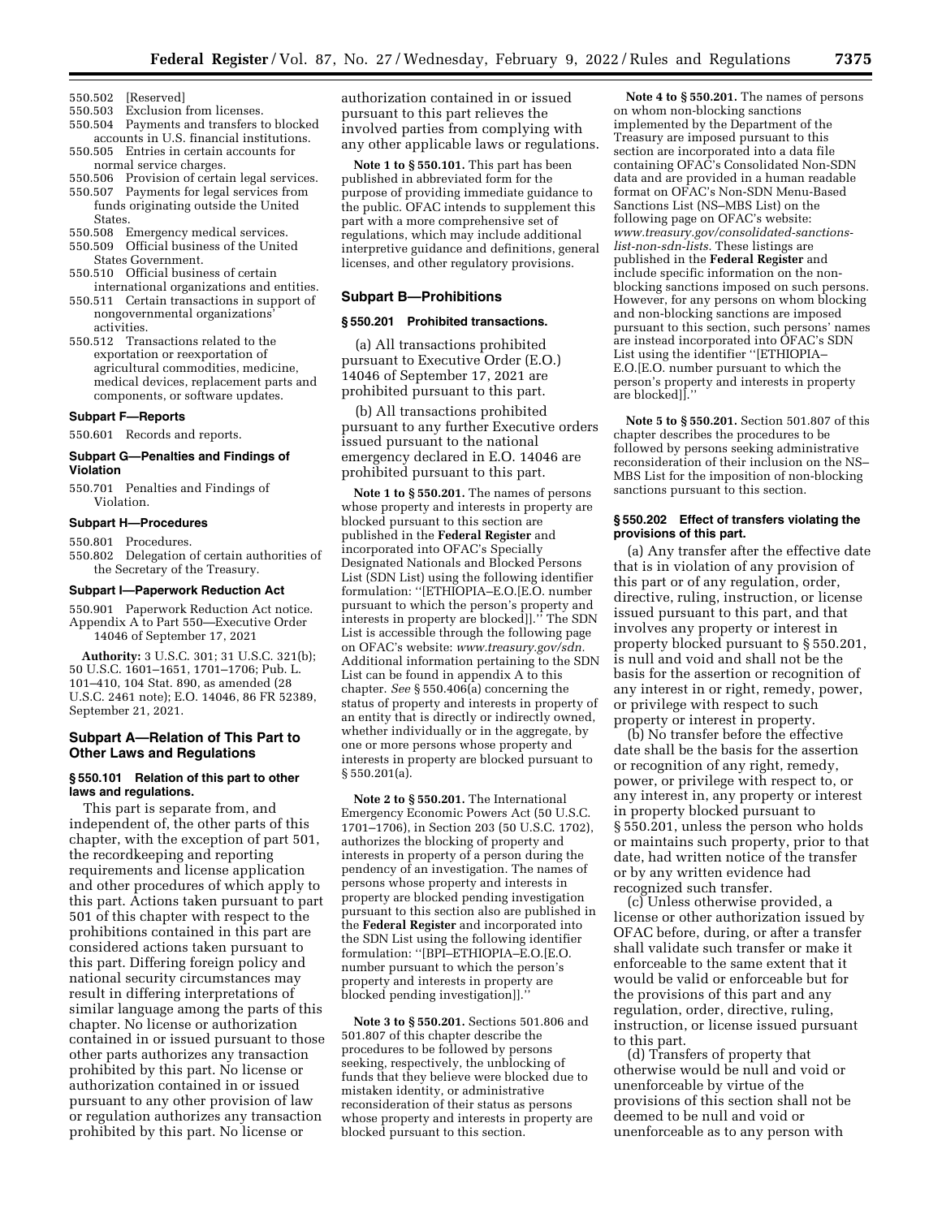550.502 [Reserved]
550.503 Exclusion from licenses.
550.504 Payments and transfers to blocked accounts in U.S. financial institutions.
550.505 Entries in certain accounts for normal service charges.
550.506 Provision of certain legal services.
550.507 Payments for legal services from funds originating outside the United States.
550.508 Emergency medical services.
550.509 Official business of the United States Government.
550.510 Official business of certain international organizations and entities.
550.511 Certain transactions in support of nongovernmental organizations' activities.
550.512 Transactions related to the exportation or reexportation of agricultural commodities, medicine, medical devices, replacement parts and components, or software updates.

#### Subpart F—Reports

550.601 Records and reports.

#### Subpart G—Penalties and Findings of Violation

550.701 Penalties and Findings of Violation.

#### Subpart H—Procedures

550.801 Procedures.
550.802 Delegation of certain authorities of the Secretary of the Treasury.

#### Subpart I—Paperwork Reduction Act

550.901 Paperwork Reduction Act notice.
Appendix A to Part 550—Executive Order 14046 of September 17, 2021

**Authority:** 3 U.S.C. 301; 31 U.S.C. 321(b); 50 U.S.C. 1601–1651, 1701–1706; Pub. L. 101–410, 104 Stat. 890, as amended (28 U.S.C. 2461 note); E.O. 14046, 86 FR 52389, September 21, 2021.

## Subpart A—Relation of This Part to Other Laws and Regulations

### § 550.101 Relation of this part to other laws and regulations.

This part is separate from, and independent of, the other parts of this chapter, with the exception of part 501, the recordkeeping and reporting requirements and license application and other procedures of which apply to this part. Actions taken pursuant to part 501 of this chapter with respect to the prohibitions contained in this part are considered actions taken pursuant to this part. Differing foreign policy and national security circumstances may result in differing interpretations of similar language among the parts of this chapter. No license or authorization contained in or issued pursuant to those other parts authorizes any transaction prohibited by this part. No license or authorization contained in or issued pursuant to any other provision of law or regulation authorizes any transaction prohibited by this part. No license or authorization contained in or issued pursuant to this part relieves the involved parties from complying with any other applicable laws or regulations.

**Note 1 to § 550.101.** This part has been published in abbreviated form for the purpose of providing immediate guidance to the public. OFAC intends to supplement this part with a more comprehensive set of regulations, which may include additional interpretive guidance and definitions, general licenses, and other regulatory provisions.

## Subpart B—Prohibitions

### § 550.201 Prohibited transactions.

(a) All transactions prohibited pursuant to Executive Order (E.O.) 14046 of September 17, 2021 are prohibited pursuant to this part.

(b) All transactions prohibited pursuant to any further Executive orders issued pursuant to the national emergency declared in E.O. 14046 are prohibited pursuant to this part.

**Note 1 to § 550.201.** The names of persons whose property and interests in property are blocked pursuant to this section are published in the **Federal Register** and incorporated into OFAC's Specially Designated Nationals and Blocked Persons List (SDN List) using the following identifier formulation: "[ETHIOPIA–E.O.[E.O. number pursuant to which the person's property and interests in property are blocked]]." The SDN List is accessible through the following page on OFAC's website: *www.treasury.gov/sdn.* Additional information pertaining to the SDN List can be found in appendix A to this chapter. *See* § 550.406(a) concerning the status of property and interests in property of an entity that is directly or indirectly owned, whether individually or in the aggregate, by one or more persons whose property and interests in property are blocked pursuant to § 550.201(a).

**Note 2 to § 550.201.** The International Emergency Economic Powers Act (50 U.S.C. 1701–1706), in Section 203 (50 U.S.C. 1702), authorizes the blocking of property and interests in property of a person during the pendency of an investigation. The names of persons whose property and interests in property are blocked pending investigation pursuant to this section also are published in the **Federal Register** and incorporated into the SDN List using the following identifier formulation: "[BPI–ETHIOPIA–E.O.[E.O. number pursuant to which the person's property and interests in property are blocked pending investigation]]."

**Note 3 to § 550.201.** Sections 501.806 and 501.807 of this chapter describe the procedures to be followed by persons seeking, respectively, the unblocking of funds that they believe were blocked due to mistaken identity, or administrative reconsideration of their status as persons whose property and interests in property are blocked pursuant to this section.

**Note 4 to § 550.201.** The names of persons on whom non-blocking sanctions implemented by the Department of the Treasury are imposed pursuant to this section are incorporated into a data file containing OFAC's Consolidated Non-SDN data and are provided in a human readable format on OFAC's Non-SDN Menu-Based Sanctions List (NS–MBS List) on the following page on OFAC's website: *www.treasury.gov/consolidated-sanctions-list-non-sdn-lists.* These listings are published in the **Federal Register** and include specific information on the non-blocking sanctions imposed on such persons. However, for any persons on whom blocking and non-blocking sanctions are imposed pursuant to this section, such persons' names are instead incorporated into OFAC's SDN List using the identifier "[ETHIOPIA–E.O.[E.O. number pursuant to which the person's property and interests in property are blocked]]."

**Note 5 to § 550.201.** Section 501.807 of this chapter describes the procedures to be followed by persons seeking administrative reconsideration of their inclusion on the NS–MBS List for the imposition of non-blocking sanctions pursuant to this section.

### § 550.202 Effect of transfers violating the provisions of this part.

(a) Any transfer after the effective date that is in violation of any provision of this part or of any regulation, order, directive, ruling, instruction, or license issued pursuant to this part, and that involves any property or interest in property blocked pursuant to § 550.201, is null and void and shall not be the basis for the assertion or recognition of any interest in or right, remedy, power, or privilege with respect to such property or interest in property.

(b) No transfer before the effective date shall be the basis for the assertion or recognition of any right, remedy, power, or privilege with respect to, or any interest in, any property or interest in property blocked pursuant to § 550.201, unless the person who holds or maintains such property, prior to that date, had written notice of the transfer or by any written evidence had recognized such transfer.

(c) Unless otherwise provided, a license or other authorization issued by OFAC before, during, or after a transfer shall validate such transfer or make it enforceable to the same extent that it would be valid or enforceable but for the provisions of this part and any regulation, order, directive, ruling, instruction, or license issued pursuant to this part.

(d) Transfers of property that otherwise would be null and void or unenforceable by virtue of the provisions of this section shall not be deemed to be null and void or unenforceable as to any person with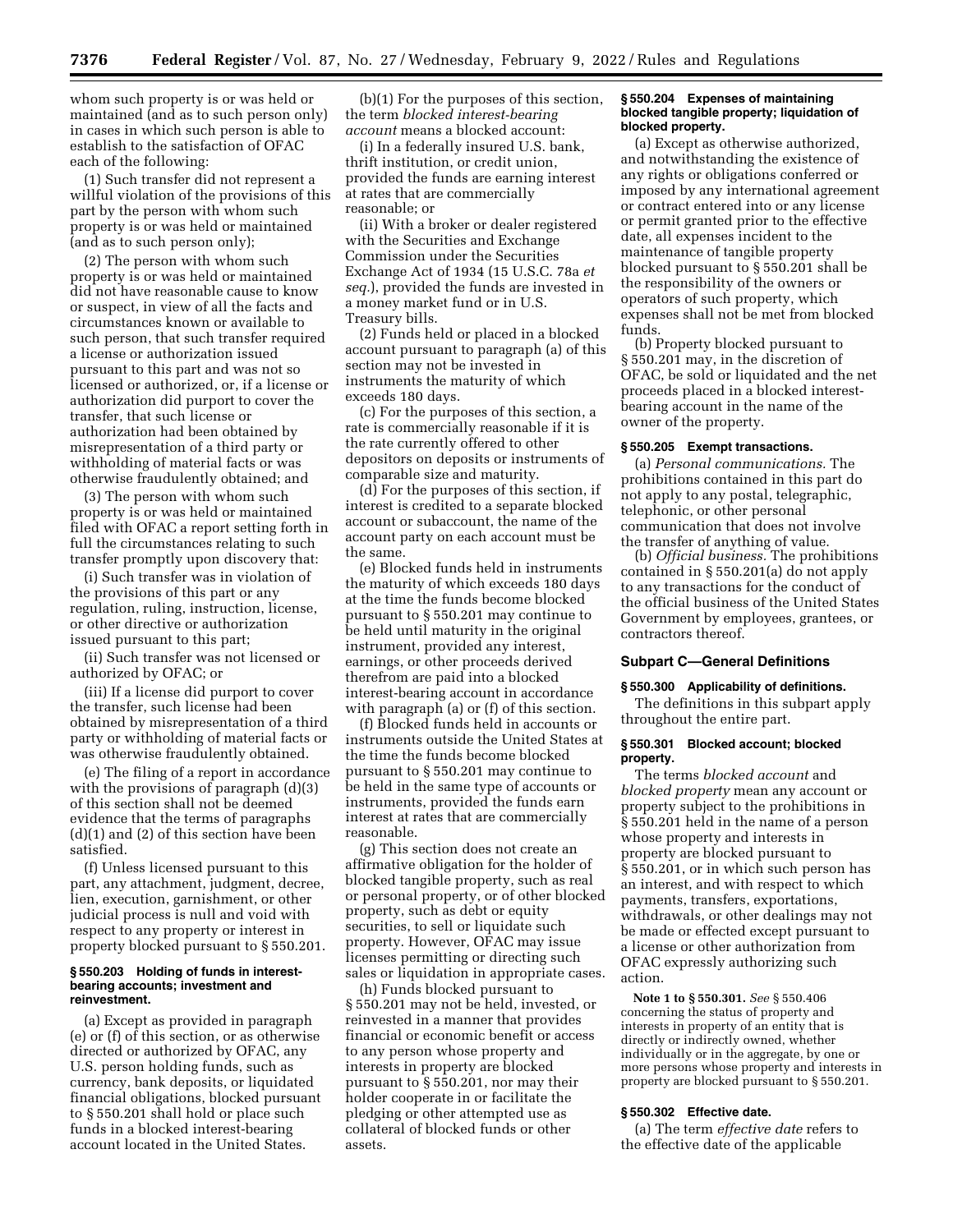whom such property is or was held or maintained (and as to such person only) in cases in which such person is able to establish to the satisfaction of OFAC each of the following:

(1) Such transfer did not represent a willful violation of the provisions of this part by the person with whom such property is or was held or maintained (and as to such person only);

(2) The person with whom such property is or was held or maintained did not have reasonable cause to know or suspect, in view of all the facts and circumstances known or available to such person, that such transfer required a license or authorization issued pursuant to this part and was not so licensed or authorized, or, if a license or authorization did purport to cover the transfer, that such license or authorization had been obtained by misrepresentation of a third party or withholding of material facts or was otherwise fraudulently obtained; and

(3) The person with whom such property is or was held or maintained filed with OFAC a report setting forth in full the circumstances relating to such transfer promptly upon discovery that:

(i) Such transfer was in violation of the provisions of this part or any regulation, ruling, instruction, license, or other directive or authorization issued pursuant to this part;

(ii) Such transfer was not licensed or authorized by OFAC; or

(iii) If a license did purport to cover the transfer, such license had been obtained by misrepresentation of a third party or withholding of material facts or was otherwise fraudulently obtained.

(e) The filing of a report in accordance with the provisions of paragraph (d)(3) of this section shall not be deemed evidence that the terms of paragraphs (d)(1) and (2) of this section have been satisfied.

(f) Unless licensed pursuant to this part, any attachment, judgment, decree, lien, execution, garnishment, or other judicial process is null and void with respect to any property or interest in property blocked pursuant to § 550.201.

#### § 550.203 Holding of funds in interest-bearing accounts; investment and reinvestment.

(a) Except as provided in paragraph (e) or (f) of this section, or as otherwise directed or authorized by OFAC, any U.S. person holding funds, such as currency, bank deposits, or liquidated financial obligations, blocked pursuant to § 550.201 shall hold or place such funds in a blocked interest-bearing account located in the United States.

(b)(1) For the purposes of this section, the term *blocked interest-bearing account* means a blocked account:

(i) In a federally insured U.S. bank, thrift institution, or credit union, provided the funds are earning interest at rates that are commercially reasonable; or

(ii) With a broker or dealer registered with the Securities and Exchange Commission under the Securities Exchange Act of 1934 (15 U.S.C. 78a *et seq.*), provided the funds are invested in a money market fund or in U.S. Treasury bills.

(2) Funds held or placed in a blocked account pursuant to paragraph (a) of this section may not be invested in instruments the maturity of which exceeds 180 days.

(c) For the purposes of this section, a rate is commercially reasonable if it is the rate currently offered to other depositors on deposits or instruments of comparable size and maturity.

(d) For the purposes of this section, if interest is credited to a separate blocked account or subaccount, the name of the account party on each account must be the same.

(e) Blocked funds held in instruments the maturity of which exceeds 180 days at the time the funds become blocked pursuant to § 550.201 may continue to be held until maturity in the original instrument, provided any interest, earnings, or other proceeds derived therefrom are paid into a blocked interest-bearing account in accordance with paragraph (a) or (f) of this section.

(f) Blocked funds held in accounts or instruments outside the United States at the time the funds become blocked pursuant to § 550.201 may continue to be held in the same type of accounts or instruments, provided the funds earn interest at rates that are commercially reasonable.

(g) This section does not create an affirmative obligation for the holder of blocked tangible property, such as real or personal property, or of other blocked property, such as debt or equity securities, to sell or liquidate such property. However, OFAC may issue licenses permitting or directing such sales or liquidation in appropriate cases.

(h) Funds blocked pursuant to § 550.201 may not be held, invested, or reinvested in a manner that provides financial or economic benefit or access to any person whose property and interests in property are blocked pursuant to § 550.201, nor may their holder cooperate in or facilitate the pledging or other attempted use as collateral of blocked funds or other assets.

#### § 550.204 Expenses of maintaining blocked tangible property; liquidation of blocked property.

(a) Except as otherwise authorized, and notwithstanding the existence of any rights or obligations conferred or imposed by any international agreement or contract entered into or any license or permit granted prior to the effective date, all expenses incident to the maintenance of tangible property blocked pursuant to § 550.201 shall be the responsibility of the owners or operators of such property, which expenses shall not be met from blocked funds.

(b) Property blocked pursuant to § 550.201 may, in the discretion of OFAC, be sold or liquidated and the net proceeds placed in a blocked interest-bearing account in the name of the owner of the property.

#### § 550.205 Exempt transactions.

(a) *Personal communications.* The prohibitions contained in this part do not apply to any postal, telegraphic, telephonic, or other personal communication that does not involve the transfer of anything of value.

(b) *Official business.* The prohibitions contained in § 550.201(a) do not apply to any transactions for the conduct of the official business of the United States Government by employees, grantees, or contractors thereof.

### Subpart C—General Definitions

#### § 550.300 Applicability of definitions.

The definitions in this subpart apply throughout the entire part.

#### § 550.301 Blocked account; blocked property.

The terms *blocked account* and *blocked property* mean any account or property subject to the prohibitions in § 550.201 held in the name of a person whose property and interests in property are blocked pursuant to § 550.201, or in which such person has an interest, and with respect to which payments, transfers, exportations, withdrawals, or other dealings may not be made or effected except pursuant to a license or other authorization from OFAC expressly authorizing such action.

**Note 1 to § 550.301.** *See* § 550.406 concerning the status of property and interests in property of an entity that is directly or indirectly owned, whether individually or in the aggregate, by one or more persons whose property and interests in property are blocked pursuant to § 550.201.

#### § 550.302 Effective date.

(a) The term *effective date* refers to the effective date of the applicable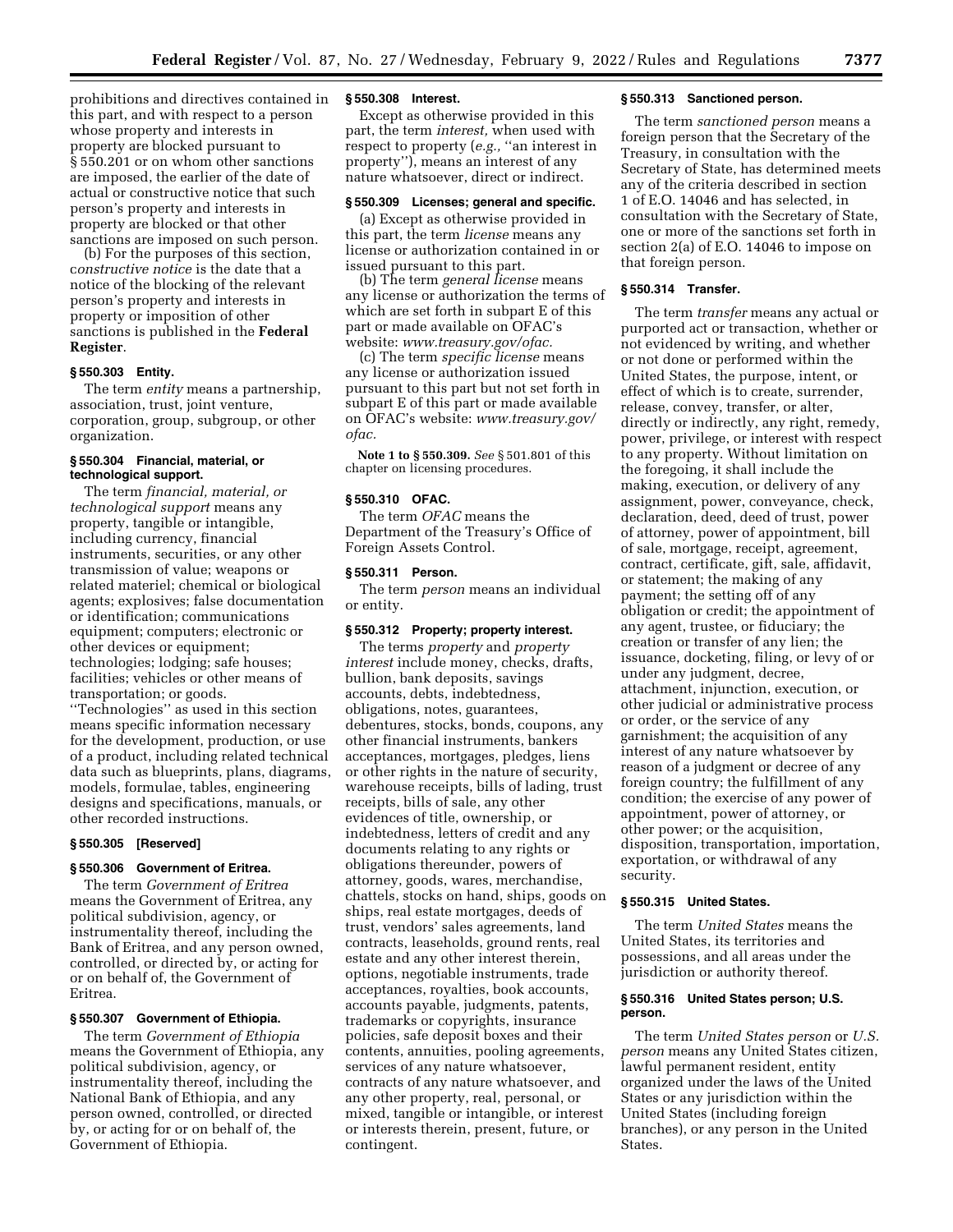prohibitions and directives contained in this part, and with respect to a person whose property and interests in property are blocked pursuant to § 550.201 or on whom other sanctions are imposed, the earlier of the date of actual or constructive notice that such person's property and interests in property are blocked or that other sanctions are imposed on such person.

(b) For the purposes of this section, *constructive notice* is the date that a notice of the blocking of the relevant person's property and interests in property or imposition of other sanctions is published in the **Federal Register**.

### § 550.303 Entity.

The term *entity* means a partnership, association, trust, joint venture, corporation, group, subgroup, or other organization.

### § 550.304 Financial, material, or technological support.

The term *financial, material, or technological support* means any property, tangible or intangible, including currency, financial instruments, securities, or any other transmission of value; weapons or related materiel; chemical or biological agents; explosives; false documentation or identification; communications equipment; computers; electronic or other devices or equipment; technologies; lodging; safe houses; facilities; vehicles or other means of transportation; or goods. "Technologies" as used in this section means specific information necessary for the development, production, or use of a product, including related technical data such as blueprints, plans, diagrams, models, formulae, tables, engineering designs and specifications, manuals, or other recorded instructions.

### § 550.305 [Reserved]

### § 550.306 Government of Eritrea.

The term *Government of Eritrea* means the Government of Eritrea, any political subdivision, agency, or instrumentality thereof, including the Bank of Eritrea, and any person owned, controlled, or directed by, or acting for or on behalf of, the Government of Eritrea.

### § 550.307 Government of Ethiopia.

The term *Government of Ethiopia* means the Government of Ethiopia, any political subdivision, agency, or instrumentality thereof, including the National Bank of Ethiopia, and any person owned, controlled, or directed by, or acting for or on behalf of, the Government of Ethiopia.

### § 550.308 Interest.

Except as otherwise provided in this part, the term *interest,* when used with respect to property (*e.g.,* "an interest in property"), means an interest of any nature whatsoever, direct or indirect.

### § 550.309 Licenses; general and specific.

(a) Except as otherwise provided in this part, the term *license* means any license or authorization contained in or issued pursuant to this part.

(b) The term *general license* means any license or authorization the terms of which are set forth in subpart E of this part or made available on OFAC's website: *www.treasury.gov/ofac.*

(c) The term *specific license* means any license or authorization issued pursuant to this part but not set forth in subpart E of this part or made available on OFAC's website: *www.treasury.gov/ofac.*

**Note 1 to § 550.309.** *See* § 501.801 of this chapter on licensing procedures.

### § 550.310 OFAC.

The term *OFAC* means the Department of the Treasury's Office of Foreign Assets Control.

### § 550.311 Person.

The term *person* means an individual or entity.

### § 550.312 Property; property interest.

The terms *property* and *property interest* include money, checks, drafts, bullion, bank deposits, savings accounts, debts, indebtedness, obligations, notes, guarantees, debentures, stocks, bonds, coupons, any other financial instruments, bankers acceptances, mortgages, pledges, liens or other rights in the nature of security, warehouse receipts, bills of lading, trust receipts, bills of sale, any other evidences of title, ownership, or indebtedness, letters of credit and any documents relating to any rights or obligations thereunder, powers of attorney, goods, wares, merchandise, chattels, stocks on hand, ships, goods on ships, real estate mortgages, deeds of trust, vendors' sales agreements, land contracts, leaseholds, ground rents, real estate and any other interest therein, options, negotiable instruments, trade acceptances, royalties, book accounts, accounts payable, judgments, patents, trademarks or copyrights, insurance policies, safe deposit boxes and their contents, annuities, pooling agreements, services of any nature whatsoever, contracts of any nature whatsoever, and any other property, real, personal, or mixed, tangible or intangible, or interest or interests therein, present, future, or contingent.

### § 550.313 Sanctioned person.

The term *sanctioned person* means a foreign person that the Secretary of the Treasury, in consultation with the Secretary of State, has determined meets any of the criteria described in section 1 of E.O. 14046 and has selected, in consultation with the Secretary of State, one or more of the sanctions set forth in section 2(a) of E.O. 14046 to impose on that foreign person.

### § 550.314 Transfer.

The term *transfer* means any actual or purported act or transaction, whether or not evidenced by writing, and whether or not done or performed within the United States, the purpose, intent, or effect of which is to create, surrender, release, convey, transfer, or alter, directly or indirectly, any right, remedy, power, privilege, or interest with respect to any property. Without limitation on the foregoing, it shall include the making, execution, or delivery of any assignment, power, conveyance, check, declaration, deed, deed of trust, power of attorney, power of appointment, bill of sale, mortgage, receipt, agreement, contract, certificate, gift, sale, affidavit, or statement; the making of any payment; the setting off of any obligation or credit; the appointment of any agent, trustee, or fiduciary; the creation or transfer of any lien; the issuance, docketing, filing, or levy of or under any judgment, decree, attachment, injunction, execution, or other judicial or administrative process or order, or the service of any garnishment; the acquisition of any interest of any nature whatsoever by reason of a judgment or decree of any foreign country; the fulfillment of any condition; the exercise of any power of appointment, power of attorney, or other power; or the acquisition, disposition, transportation, importation, exportation, or withdrawal of any security.

### § 550.315 United States.

The term *United States* means the United States, its territories and possessions, and all areas under the jurisdiction or authority thereof.

### § 550.316 United States person; U.S. person.

The term *United States person* or *U.S. person* means any United States citizen, lawful permanent resident, entity organized under the laws of the United States or any jurisdiction within the United States (including foreign branches), or any person in the United States.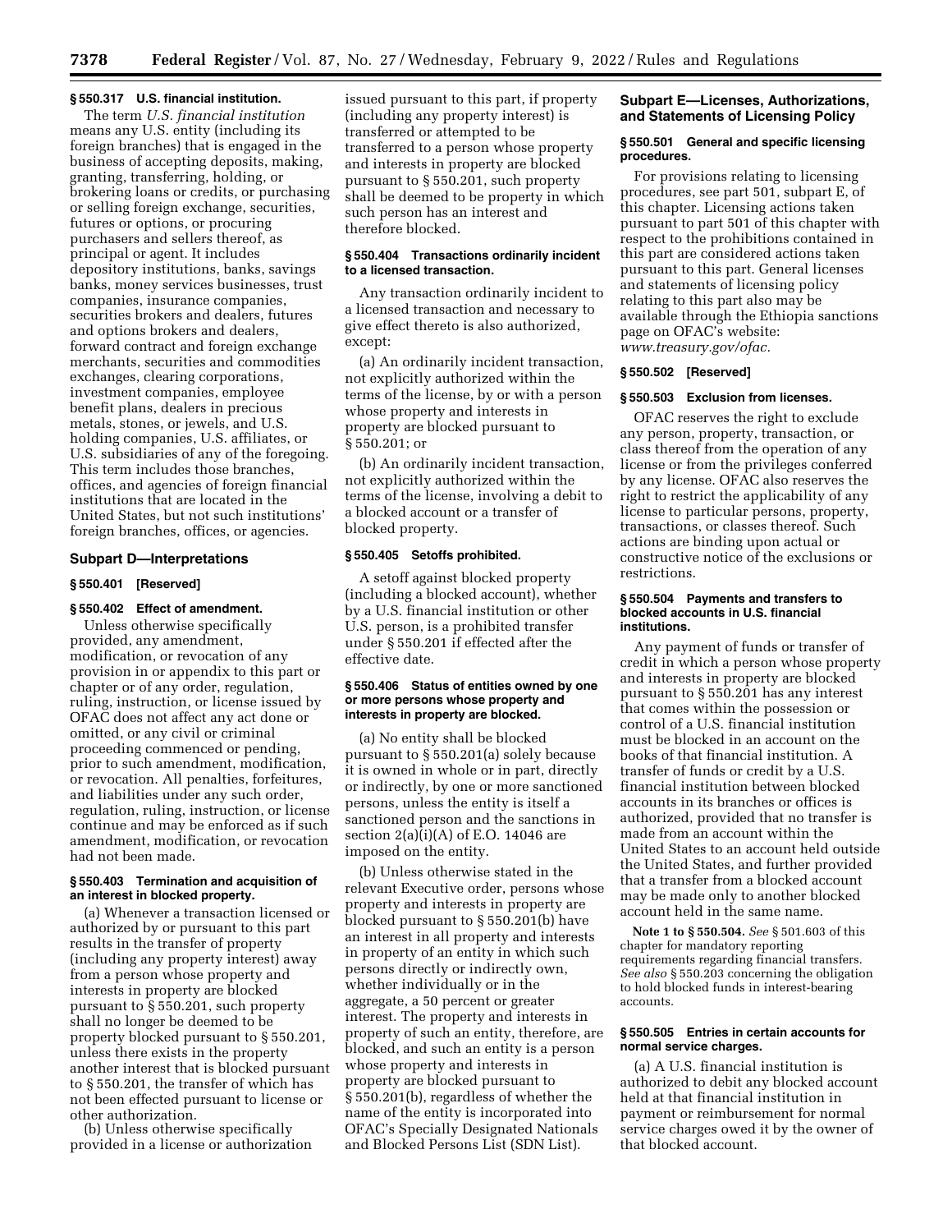### § 550.317 U.S. financial institution.

The term *U.S. financial institution* means any U.S. entity (including its foreign branches) that is engaged in the business of accepting deposits, making, granting, transferring, holding, or brokering loans or credits, or purchasing or selling foreign exchange, securities, futures or options, or procuring purchasers and sellers thereof, as principal or agent. It includes depository institutions, banks, savings banks, money services businesses, trust companies, insurance companies, securities brokers and dealers, futures and options brokers and dealers, forward contract and foreign exchange merchants, securities and commodities exchanges, clearing corporations, investment companies, employee benefit plans, dealers in precious metals, stones, or jewels, and U.S. holding companies, U.S. affiliates, or U.S. subsidiaries of any of the foregoing. This term includes those branches, offices, and agencies of foreign financial institutions that are located in the United States, but not such institutions' foreign branches, offices, or agencies.

## Subpart D—Interpretations

### § 550.401 [Reserved]

### § 550.402 Effect of amendment.

Unless otherwise specifically provided, any amendment, modification, or revocation of any provision in or appendix to this part or chapter or of any order, regulation, ruling, instruction, or license issued by OFAC does not affect any act done or omitted, or any civil or criminal proceeding commenced or pending, prior to such amendment, modification, or revocation. All penalties, forfeitures, and liabilities under any such order, regulation, ruling, instruction, or license continue and may be enforced as if such amendment, modification, or revocation had not been made.

### § 550.403 Termination and acquisition of an interest in blocked property.

(a) Whenever a transaction licensed or authorized by or pursuant to this part results in the transfer of property (including any property interest) away from a person whose property and interests in property are blocked pursuant to § 550.201, such property shall no longer be deemed to be property blocked pursuant to § 550.201, unless there exists in the property another interest that is blocked pursuant to § 550.201, the transfer of which has not been effected pursuant to license or other authorization.

(b) Unless otherwise specifically provided in a license or authorization issued pursuant to this part, if property (including any property interest) is transferred or attempted to be transferred to a person whose property and interests in property are blocked pursuant to § 550.201, such property shall be deemed to be property in which such person has an interest and therefore blocked.

### § 550.404 Transactions ordinarily incident to a licensed transaction.

Any transaction ordinarily incident to a licensed transaction and necessary to give effect thereto is also authorized, except:

(a) An ordinarily incident transaction, not explicitly authorized within the terms of the license, by or with a person whose property and interests in property are blocked pursuant to § 550.201; or

(b) An ordinarily incident transaction, not explicitly authorized within the terms of the license, involving a debit to a blocked account or a transfer of blocked property.

### § 550.405 Setoffs prohibited.

A setoff against blocked property (including a blocked account), whether by a U.S. financial institution or other U.S. person, is a prohibited transfer under § 550.201 if effected after the effective date.

### § 550.406 Status of entities owned by one or more persons whose property and interests in property are blocked.

(a) No entity shall be blocked pursuant to § 550.201(a) solely because it is owned in whole or in part, directly or indirectly, by one or more sanctioned persons, unless the entity is itself a sanctioned person and the sanctions in section 2(a)(i)(A) of E.O. 14046 are imposed on the entity.

(b) Unless otherwise stated in the relevant Executive order, persons whose property and interests in property are blocked pursuant to § 550.201(b) have an interest in all property and interests in property of an entity in which such persons directly or indirectly own, whether individually or in the aggregate, a 50 percent or greater interest. The property and interests in property of such an entity, therefore, are blocked, and such an entity is a person whose property and interests in property are blocked pursuant to § 550.201(b), regardless of whether the name of the entity is incorporated into OFAC's Specially Designated Nationals and Blocked Persons List (SDN List).

## Subpart E—Licenses, Authorizations, and Statements of Licensing Policy

### § 550.501 General and specific licensing procedures.

For provisions relating to licensing procedures, see part 501, subpart E, of this chapter. Licensing actions taken pursuant to part 501 of this chapter with respect to the prohibitions contained in this part are considered actions taken pursuant to this part. General licenses and statements of licensing policy relating to this part also may be available through the Ethiopia sanctions page on OFAC's website: *www.treasury.gov/ofac*.

### § 550.502 [Reserved]

### § 550.503 Exclusion from licenses.

OFAC reserves the right to exclude any person, property, transaction, or class thereof from the operation of any license or from the privileges conferred by any license. OFAC also reserves the right to restrict the applicability of any license to particular persons, property, transactions, or classes thereof. Such actions are binding upon actual or constructive notice of the exclusions or restrictions.

### § 550.504 Payments and transfers to blocked accounts in U.S. financial institutions.

Any payment of funds or transfer of credit in which a person whose property and interests in property are blocked pursuant to § 550.201 has any interest that comes within the possession or control of a U.S. financial institution must be blocked in an account on the books of that financial institution. A transfer of funds or credit by a U.S. financial institution between blocked accounts in its branches or offices is authorized, provided that no transfer is made from an account within the United States to an account held outside the United States, and further provided that a transfer from a blocked account may be made only to another blocked account held in the same name.

**Note 1 to § 550.504.** *See* § 501.603 of this chapter for mandatory reporting requirements regarding financial transfers. *See also* § 550.203 concerning the obligation to hold blocked funds in interest-bearing accounts.

### § 550.505 Entries in certain accounts for normal service charges.

(a) A U.S. financial institution is authorized to debit any blocked account held at that financial institution in payment or reimbursement for normal service charges owed it by the owner of that blocked account.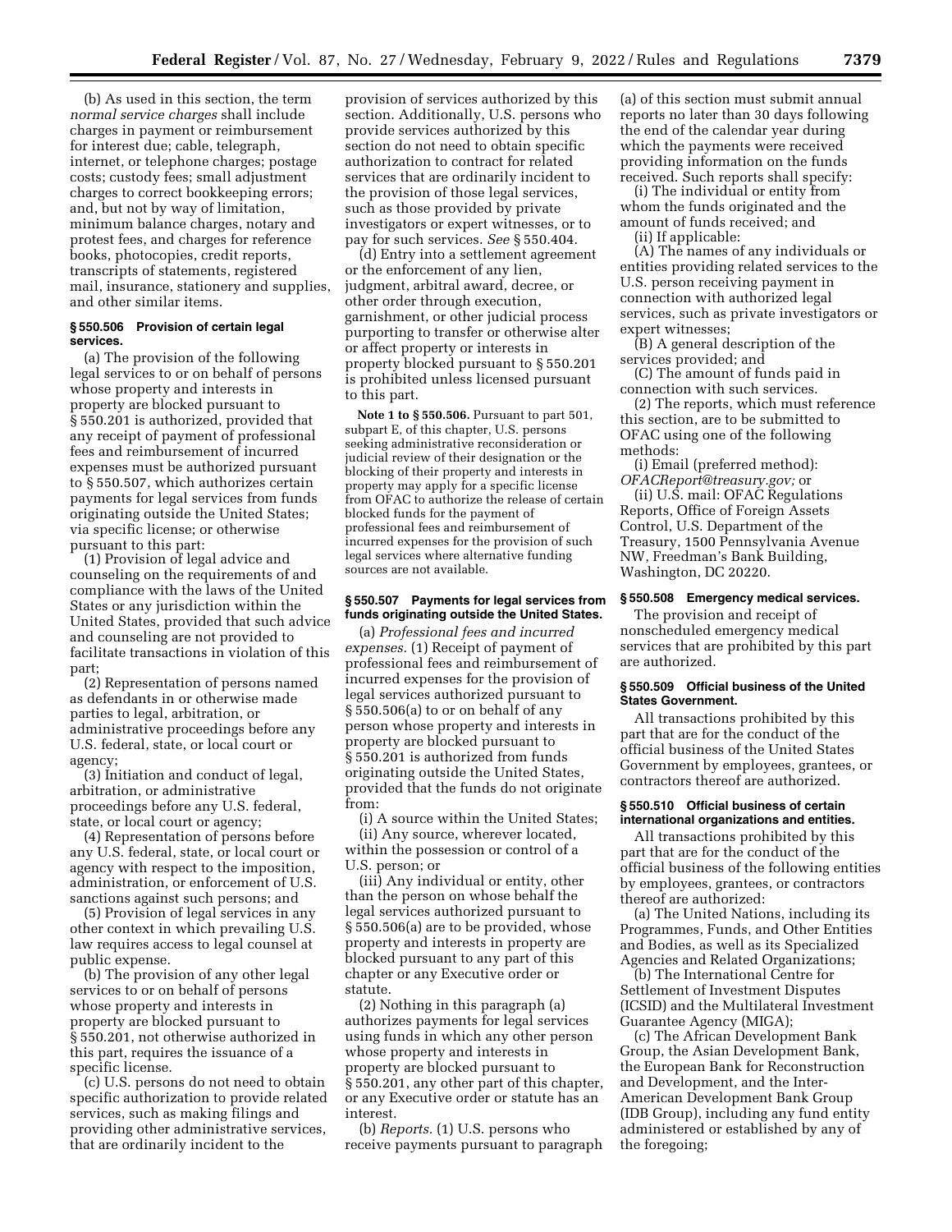(b) As used in this section, the term *normal service charges* shall include charges in payment or reimbursement for interest due; cable, telegraph, internet, or telephone charges; postage costs; custody fees; small adjustment charges to correct bookkeeping errors; and, but not by way of limitation, minimum balance charges, notary and protest fees, and charges for reference books, photocopies, credit reports, transcripts of statements, registered mail, insurance, stationery and supplies, and other similar items.

### § 550.506 Provision of certain legal services.

(a) The provision of the following legal services to or on behalf of persons whose property and interests in property are blocked pursuant to § 550.201 is authorized, provided that any receipt of payment of professional fees and reimbursement of incurred expenses must be authorized pursuant to § 550.507, which authorizes certain payments for legal services from funds originating outside the United States; via specific license; or otherwise pursuant to this part:

(1) Provision of legal advice and counseling on the requirements of and compliance with the laws of the United States or any jurisdiction within the United States, provided that such advice and counseling are not provided to facilitate transactions in violation of this part;

(2) Representation of persons named as defendants in or otherwise made parties to legal, arbitration, or administrative proceedings before any U.S. federal, state, or local court or agency;

(3) Initiation and conduct of legal, arbitration, or administrative proceedings before any U.S. federal, state, or local court or agency;

(4) Representation of persons before any U.S. federal, state, or local court or agency with respect to the imposition, administration, or enforcement of U.S. sanctions against such persons; and

(5) Provision of legal services in any other context in which prevailing U.S. law requires access to legal counsel at public expense.

(b) The provision of any other legal services to or on behalf of persons whose property and interests in property are blocked pursuant to § 550.201, not otherwise authorized in this part, requires the issuance of a specific license.

(c) U.S. persons do not need to obtain specific authorization to provide related services, such as making filings and providing other administrative services, that are ordinarily incident to the provision of services authorized by this section. Additionally, U.S. persons who provide services authorized by this section do not need to obtain specific authorization to contract for related services that are ordinarily incident to the provision of those legal services, such as those provided by private investigators or expert witnesses, or to pay for such services. *See* § 550.404.

(d) Entry into a settlement agreement or the enforcement of any lien, judgment, arbitral award, decree, or other order through execution, garnishment, or other judicial process purporting to transfer or otherwise alter or affect property or interests in property blocked pursuant to § 550.201 is prohibited unless licensed pursuant to this part.

**Note 1 to § 550.506.** Pursuant to part 501, subpart E, of this chapter, U.S. persons seeking administrative reconsideration or judicial review of their designation or the blocking of their property and interests in property may apply for a specific license from OFAC to authorize the release of certain blocked funds for the payment of professional fees and reimbursement of incurred expenses for the provision of such legal services where alternative funding sources are not available.

### § 550.507 Payments for legal services from funds originating outside the United States.

(a) *Professional fees and incurred expenses.* (1) Receipt of payment of professional fees and reimbursement of incurred expenses for the provision of legal services authorized pursuant to § 550.506(a) to or on behalf of any person whose property and interests in property are blocked pursuant to § 550.201 is authorized from funds originating outside the United States, provided that the funds do not originate from:

(i) A source within the United States;

(ii) Any source, wherever located, within the possession or control of a U.S. person; or

(iii) Any individual or entity, other than the person on whose behalf the legal services authorized pursuant to § 550.506(a) are to be provided, whose property and interests in property are blocked pursuant to any part of this chapter or any Executive order or statute.

(2) Nothing in this paragraph (a) authorizes payments for legal services using funds in which any other person whose property and interests in property are blocked pursuant to § 550.201, any other part of this chapter, or any Executive order or statute has an interest.

(b) *Reports.* (1) U.S. persons who receive payments pursuant to paragraph (a) of this section must submit annual reports no later than 30 days following the end of the calendar year during which the payments were received providing information on the funds received. Such reports shall specify:

(i) The individual or entity from whom the funds originated and the amount of funds received; and

(ii) If applicable:

(A) The names of any individuals or entities providing related services to the U.S. person receiving payment in connection with authorized legal services, such as private investigators or expert witnesses;

(B) A general description of the services provided; and

(C) The amount of funds paid in connection with such services.

(2) The reports, which must reference this section, are to be submitted to OFAC using one of the following methods:

(i) Email (preferred method): *OFACReport@treasury.gov;* or

(ii) U.S. mail: OFAC Regulations Reports, Office of Foreign Assets Control, U.S. Department of the Treasury, 1500 Pennsylvania Avenue NW, Freedman's Bank Building, Washington, DC 20220.

### § 550.508 Emergency medical services.

The provision and receipt of nonscheduled emergency medical services that are prohibited by this part are authorized.

### § 550.509 Official business of the United States Government.

All transactions prohibited by this part that are for the conduct of the official business of the United States Government by employees, grantees, or contractors thereof are authorized.

### § 550.510 Official business of certain international organizations and entities.

All transactions prohibited by this part that are for the conduct of the official business of the following entities by employees, grantees, or contractors thereof are authorized:

(a) The United Nations, including its Programmes, Funds, and Other Entities and Bodies, as well as its Specialized Agencies and Related Organizations;

(b) The International Centre for Settlement of Investment Disputes (ICSID) and the Multilateral Investment Guarantee Agency (MIGA);

(c) The African Development Bank Group, the Asian Development Bank, the European Bank for Reconstruction and Development, and the Inter-American Development Bank Group (IDB Group), including any fund entity administered or established by any of the foregoing;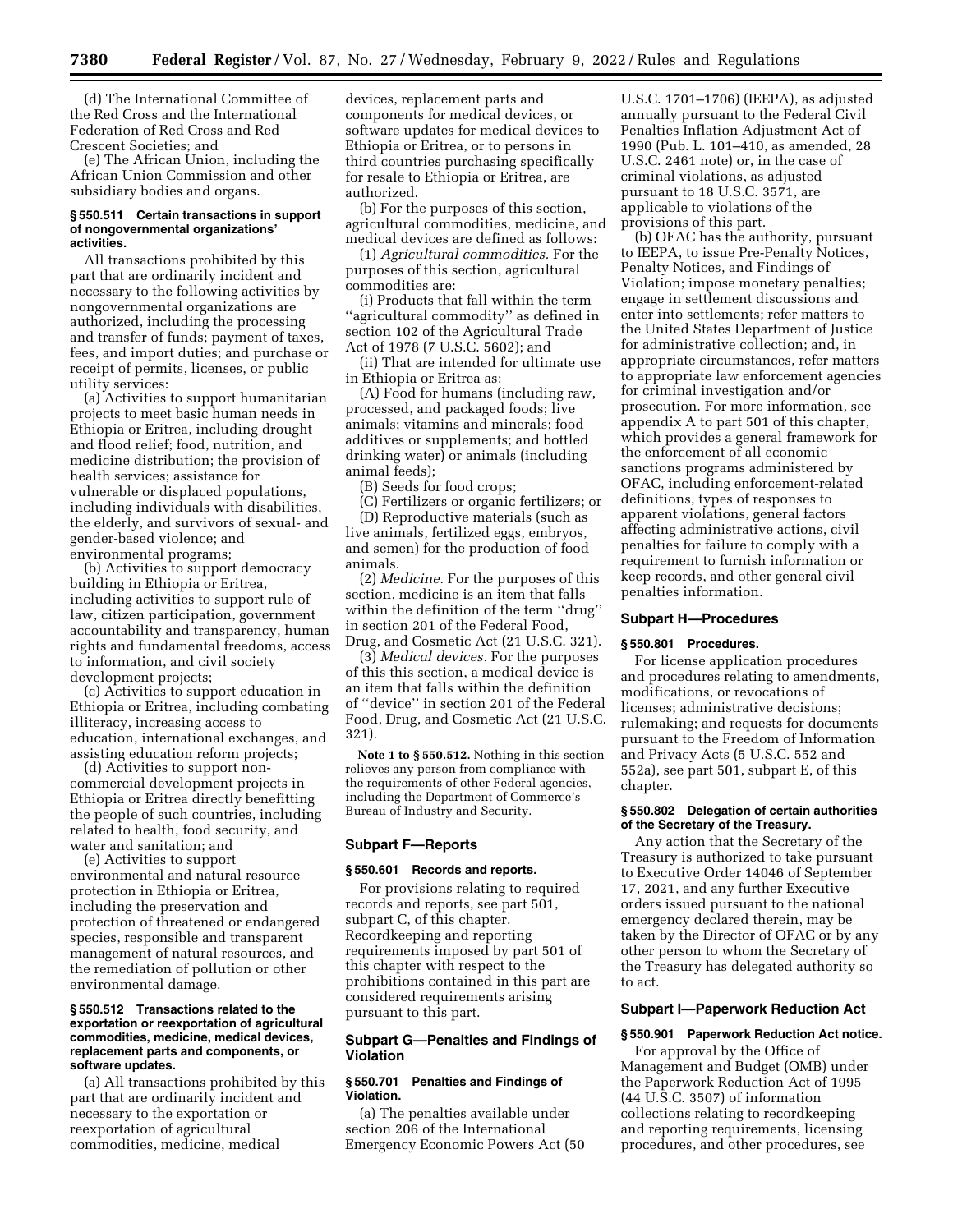(d) The International Committee of the Red Cross and the International Federation of Red Cross and Red Crescent Societies; and

(e) The African Union, including the African Union Commission and other subsidiary bodies and organs.

### § 550.511 Certain transactions in support of nongovernmental organizations' activities.

All transactions prohibited by this part that are ordinarily incident and necessary to the following activities by nongovernmental organizations are authorized, including the processing and transfer of funds; payment of taxes, fees, and import duties; and purchase or receipt of permits, licenses, or public utility services:

(a) Activities to support humanitarian projects to meet basic human needs in Ethiopia or Eritrea, including drought and flood relief; food, nutrition, and medicine distribution; the provision of health services; assistance for vulnerable or displaced populations, including individuals with disabilities, the elderly, and survivors of sexual- and gender-based violence; and environmental programs;

(b) Activities to support democracy building in Ethiopia or Eritrea, including activities to support rule of law, citizen participation, government accountability and transparency, human rights and fundamental freedoms, access to information, and civil society development projects;

(c) Activities to support education in Ethiopia or Eritrea, including combating illiteracy, increasing access to education, international exchanges, and assisting education reform projects;

(d) Activities to support non-commercial development projects in Ethiopia or Eritrea directly benefitting the people of such countries, including related to health, food security, and water and sanitation; and

(e) Activities to support environmental and natural resource protection in Ethiopia or Eritrea, including the preservation and protection of threatened or endangered species, responsible and transparent management of natural resources, and the remediation of pollution or other environmental damage.

### § 550.512 Transactions related to the exportation or reexportation of agricultural commodities, medicine, medical devices, replacement parts and components, or software updates.

(a) All transactions prohibited by this part that are ordinarily incident and necessary to the exportation or reexportation of agricultural commodities, medicine, medical devices, replacement parts and components for medical devices, or software updates for medical devices to Ethiopia or Eritrea, or to persons in third countries purchasing specifically for resale to Ethiopia or Eritrea, are authorized.

(b) For the purposes of this section, agricultural commodities, medicine, and medical devices are defined as follows:

(1) *Agricultural commodities.* For the purposes of this section, agricultural commodities are:

(i) Products that fall within the term ''agricultural commodity'' as defined in section 102 of the Agricultural Trade Act of 1978 (7 U.S.C. 5602); and

(ii) That are intended for ultimate use in Ethiopia or Eritrea as:

(A) Food for humans (including raw, processed, and packaged foods; live animals; vitamins and minerals; food additives or supplements; and bottled drinking water) or animals (including animal feeds);

(B) Seeds for food crops;

(C) Fertilizers or organic fertilizers; or

(D) Reproductive materials (such as live animals, fertilized eggs, embryos, and semen) for the production of food animals.

(2) *Medicine.* For the purposes of this section, medicine is an item that falls within the definition of the term ''drug'' in section 201 of the Federal Food, Drug, and Cosmetic Act (21 U.S.C. 321).

(3) *Medical devices.* For the purposes of this this section, a medical device is an item that falls within the definition of ''device'' in section 201 of the Federal Food, Drug, and Cosmetic Act (21 U.S.C. 321).

**Note 1 to § 550.512.** Nothing in this section relieves any person from compliance with the requirements of other Federal agencies, including the Department of Commerce's Bureau of Industry and Security.

## Subpart F—Reports

### § 550.601 Records and reports.

For provisions relating to required records and reports, see part 501, subpart C, of this chapter. Recordkeeping and reporting requirements imposed by part 501 of this chapter with respect to the prohibitions contained in this part are considered requirements arising pursuant to this part.

## Subpart G—Penalties and Findings of Violation

### § 550.701 Penalties and Findings of Violation.

(a) The penalties available under section 206 of the International Emergency Economic Powers Act (50 U.S.C. 1701–1706) (IEEPA), as adjusted annually pursuant to the Federal Civil Penalties Inflation Adjustment Act of 1990 (Pub. L. 101–410, as amended, 28 U.S.C. 2461 note) or, in the case of criminal violations, as adjusted pursuant to 18 U.S.C. 3571, are applicable to violations of the provisions of this part.

(b) OFAC has the authority, pursuant to IEEPA, to issue Pre-Penalty Notices, Penalty Notices, and Findings of Violation; impose monetary penalties; engage in settlement discussions and enter into settlements; refer matters to the United States Department of Justice for administrative collection; and, in appropriate circumstances, refer matters to appropriate law enforcement agencies for criminal investigation and/or prosecution. For more information, see appendix A to part 501 of this chapter, which provides a general framework for the enforcement of all economic sanctions programs administered by OFAC, including enforcement-related definitions, types of responses to apparent violations, general factors affecting administrative actions, civil penalties for failure to comply with a requirement to furnish information or keep records, and other general civil penalties information.

## Subpart H—Procedures

### § 550.801 Procedures.

For license application procedures and procedures relating to amendments, modifications, or revocations of licenses; administrative decisions; rulemaking; and requests for documents pursuant to the Freedom of Information and Privacy Acts (5 U.S.C. 552 and 552a), see part 501, subpart E, of this chapter.

### § 550.802 Delegation of certain authorities of the Secretary of the Treasury.

Any action that the Secretary of the Treasury is authorized to take pursuant to Executive Order 14046 of September 17, 2021, and any further Executive orders issued pursuant to the national emergency declared therein, may be taken by the Director of OFAC or by any other person to whom the Secretary of the Treasury has delegated authority so to act.

## Subpart I—Paperwork Reduction Act

### § 550.901 Paperwork Reduction Act notice.

For approval by the Office of Management and Budget (OMB) under the Paperwork Reduction Act of 1995 (44 U.S.C. 3507) of information collections relating to recordkeeping and reporting requirements, licensing procedures, and other procedures, see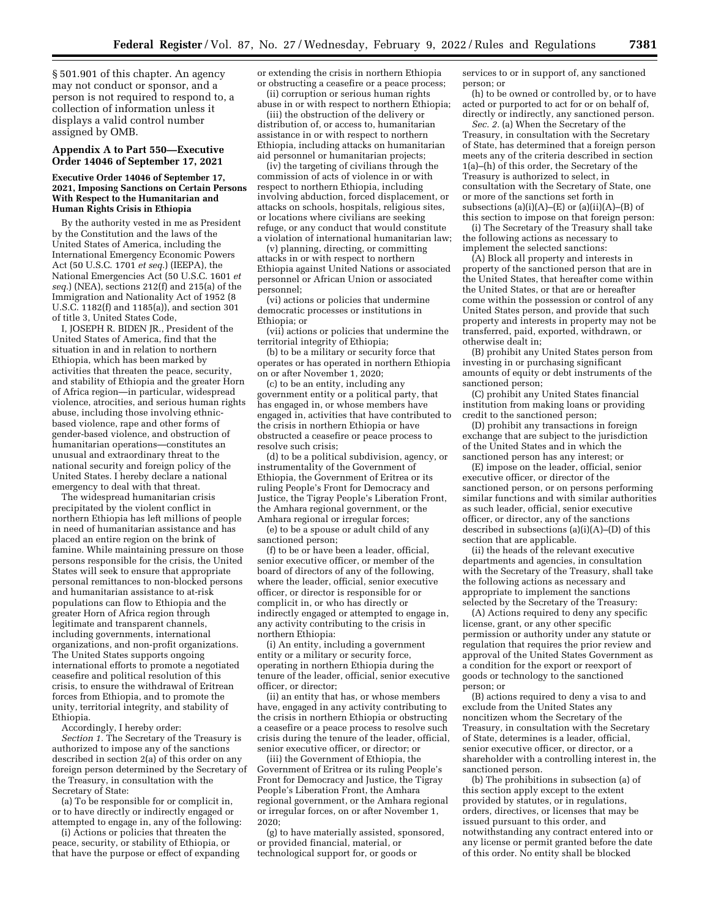§ 501.901 of this chapter. An agency may not conduct or sponsor, and a person is not required to respond to, a collection of information unless it displays a valid control number assigned by OMB.

## Appendix A to Part 550—Executive Order 14046 of September 17, 2021

### Executive Order 14046 of September 17, 2021, Imposing Sanctions on Certain Persons With Respect to the Humanitarian and Human Rights Crisis in Ethiopia

By the authority vested in me as President by the Constitution and the laws of the United States of America, including the International Emergency Economic Powers Act (50 U.S.C. 1701 *et seq.*) (IEEPA), the National Emergencies Act (50 U.S.C. 1601 *et seq.*) (NEA), sections 212(f) and 215(a) of the Immigration and Nationality Act of 1952 (8 U.S.C. 1182(f) and 1185(a)), and section 301 of title 3, United States Code,

I, JOSEPH R. BIDEN JR., President of the United States of America, find that the situation in and in relation to northern Ethiopia, which has been marked by activities that threaten the peace, security, and stability of Ethiopia and the greater Horn of Africa region—in particular, widespread violence, atrocities, and serious human rights abuse, including those involving ethnic-based violence, rape and other forms of gender-based violence, and obstruction of humanitarian operations—constitutes an unusual and extraordinary threat to the national security and foreign policy of the United States. I hereby declare a national emergency to deal with that threat.

The widespread humanitarian crisis precipitated by the violent conflict in northern Ethiopia has left millions of people in need of humanitarian assistance and has placed an entire region on the brink of famine. While maintaining pressure on those persons responsible for the crisis, the United States will seek to ensure that appropriate personal remittances to non-blocked persons and humanitarian assistance to at-risk populations can flow to Ethiopia and the greater Horn of Africa region through legitimate and transparent channels, including governments, international organizations, and non-profit organizations. The United States supports ongoing international efforts to promote a negotiated ceasefire and political resolution of this crisis, to ensure the withdrawal of Eritrean forces from Ethiopia, and to promote the unity, territorial integrity, and stability of Ethiopia.

Accordingly, I hereby order:

*Section 1.* The Secretary of the Treasury is authorized to impose any of the sanctions described in section 2(a) of this order on any foreign person determined by the Secretary of the Treasury, in consultation with the Secretary of State:

(a) To be responsible for or complicit in, or to have directly or indirectly engaged or attempted to engage in, any of the following:

(i) Actions or policies that threaten the peace, security, or stability of Ethiopia, or that have the purpose or effect of expanding or extending the crisis in northern Ethiopia or obstructing a ceasefire or a peace process;

(ii) corruption or serious human rights abuse in or with respect to northern Ethiopia;

(iii) the obstruction of the delivery or distribution of, or access to, humanitarian assistance in or with respect to northern Ethiopia, including attacks on humanitarian aid personnel or humanitarian projects;

(iv) the targeting of civilians through the commission of acts of violence in or with respect to northern Ethiopia, including involving abduction, forced displacement, or attacks on schools, hospitals, religious sites, or locations where civilians are seeking refuge, or any conduct that would constitute a violation of international humanitarian law;

(v) planning, directing, or committing attacks in or with respect to northern Ethiopia against United Nations or associated personnel or African Union or associated personnel;

(vi) actions or policies that undermine democratic processes or institutions in Ethiopia; or

(vii) actions or policies that undermine the territorial integrity of Ethiopia;

(b) to be a military or security force that operates or has operated in northern Ethiopia on or after November 1, 2020;

(c) to be an entity, including any government entity or a political party, that has engaged in, or whose members have engaged in, activities that have contributed to the crisis in northern Ethiopia or have obstructed a ceasefire or peace process to resolve such crisis;

(d) to be a political subdivision, agency, or instrumentality of the Government of Ethiopia, the Government of Eritrea or its ruling People's Front for Democracy and Justice, the Tigray People's Liberation Front, the Amhara regional government, or the Amhara regional or irregular forces;

(e) to be a spouse or adult child of any sanctioned person;

(f) to be or have been a leader, official, senior executive officer, or member of the board of directors of any of the following, where the leader, official, senior executive officer, or director is responsible for or complicit in, or who has directly or indirectly engaged or attempted to engage in, any activity contributing to the crisis in northern Ethiopia:

(i) An entity, including a government entity or a military or security force, operating in northern Ethiopia during the tenure of the leader, official, senior executive officer, or director;

(ii) an entity that has, or whose members have, engaged in any activity contributing to the crisis in northern Ethiopia or obstructing a ceasefire or a peace process to resolve such crisis during the tenure of the leader, official, senior executive officer, or director; or

(iii) the Government of Ethiopia, the Government of Eritrea or its ruling People's Front for Democracy and Justice, the Tigray People's Liberation Front, the Amhara regional government, or the Amhara regional or irregular forces, on or after November 1, 2020;

(g) to have materially assisted, sponsored, or provided financial, material, or technological support for, or goods or services to or in support of, any sanctioned person; or

(h) to be owned or controlled by, or to have acted or purported to act for or on behalf of, directly or indirectly, any sanctioned person.

*Sec. 2.* (a) When the Secretary of the Treasury, in consultation with the Secretary of State, has determined that a foreign person meets any of the criteria described in section 1(a)–(h) of this order, the Secretary of the Treasury is authorized to select, in consultation with the Secretary of State, one or more of the sanctions set forth in subsections (a)(i)(A)–(E) or (a)(ii)(A)–(B) of this section to impose on that foreign person:

(i) The Secretary of the Treasury shall take the following actions as necessary to implement the selected sanctions:

(A) Block all property and interests in property of the sanctioned person that are in the United States, that hereafter come within the United States, or that are or hereafter come within the possession or control of any United States person, and provide that such property and interests in property may not be transferred, paid, exported, withdrawn, or otherwise dealt in;

(B) prohibit any United States person from investing in or purchasing significant amounts of equity or debt instruments of the sanctioned person;

(C) prohibit any United States financial institution from making loans or providing credit to the sanctioned person;

(D) prohibit any transactions in foreign exchange that are subject to the jurisdiction of the United States and in which the sanctioned person has any interest; or

(E) impose on the leader, official, senior executive officer, or director of the sanctioned person, or on persons performing similar functions and with similar authorities as such leader, official, senior executive officer, or director, any of the sanctions described in subsections (a)(i)(A)–(D) of this section that are applicable.

(ii) the heads of the relevant executive departments and agencies, in consultation with the Secretary of the Treasury, shall take the following actions as necessary and appropriate to implement the sanctions selected by the Secretary of the Treasury:

(A) Actions required to deny any specific license, grant, or any other specific permission or authority under any statute or regulation that requires the prior review and approval of the United States Government as a condition for the export or reexport of goods or technology to the sanctioned person; or

(B) actions required to deny a visa to and exclude from the United States any noncitizen whom the Secretary of the Treasury, in consultation with the Secretary of State, determines is a leader, official, senior executive officer, or director, or a shareholder with a controlling interest in, the sanctioned person.

(b) The prohibitions in subsection (a) of this section apply except to the extent provided by statutes, or in regulations, orders, directives, or licenses that may be issued pursuant to this order, and notwithstanding any contract entered into or any license or permit granted before the date of this order. No entity shall be blocked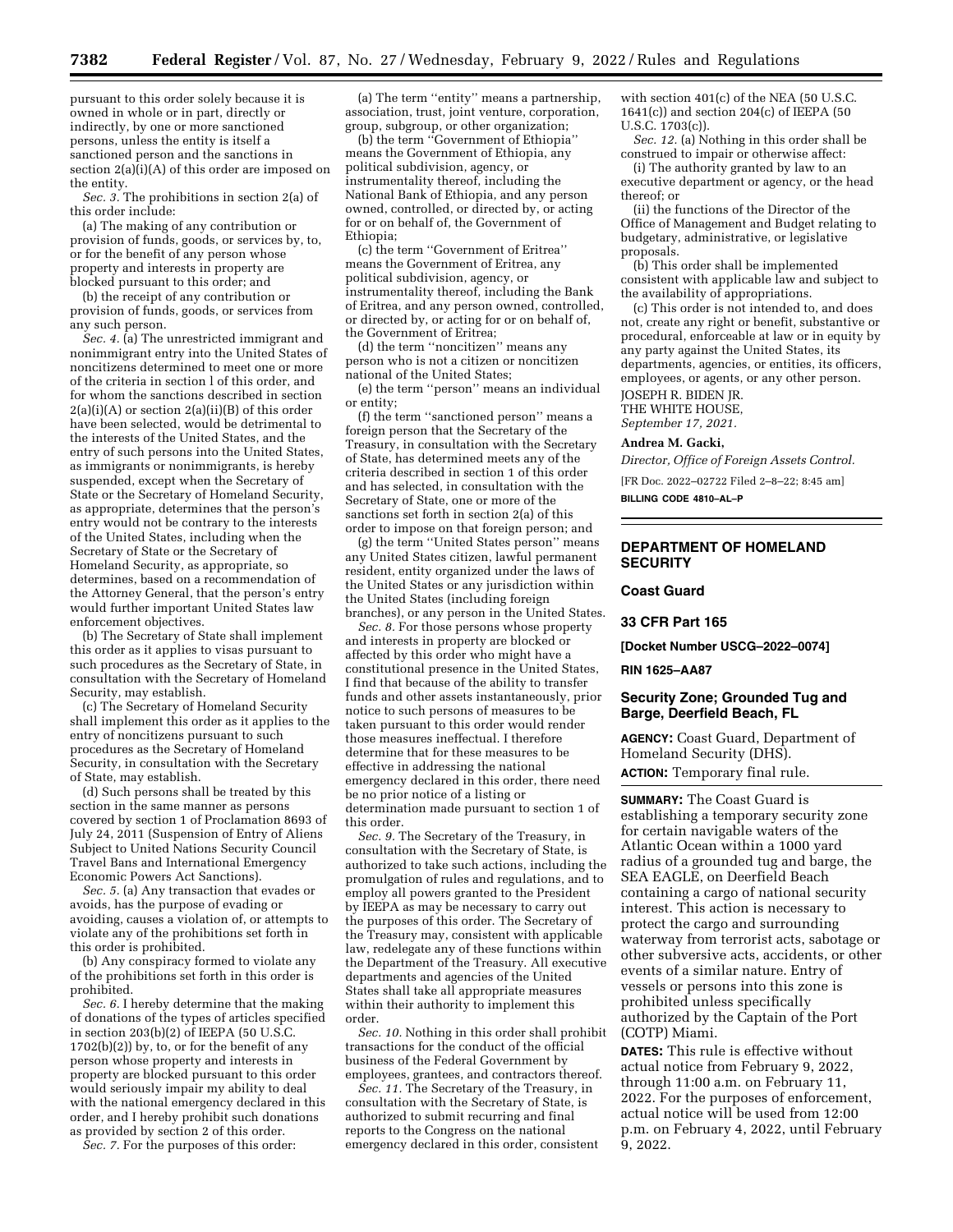pursuant to this order solely because it is owned in whole or in part, directly or indirectly, by one or more sanctioned persons, unless the entity is itself a sanctioned person and the sanctions in section 2(a)(i)(A) of this order are imposed on the entity.

*Sec. 3.* The prohibitions in section 2(a) of this order include:

(a) The making of any contribution or provision of funds, goods, or services by, to, or for the benefit of any person whose property and interests in property are blocked pursuant to this order; and

(b) the receipt of any contribution or provision of funds, goods, or services from any such person.

*Sec. 4.* (a) The unrestricted immigrant and nonimmigrant entry into the United States of noncitizens determined to meet one or more of the criteria in section l of this order, and for whom the sanctions described in section 2(a)(i)(A) or section 2(a)(ii)(B) of this order have been selected, would be detrimental to the interests of the United States, and the entry of such persons into the United States, as immigrants or nonimmigrants, is hereby suspended, except when the Secretary of State or the Secretary of Homeland Security, as appropriate, determines that the person's entry would not be contrary to the interests of the United States, including when the Secretary of State or the Secretary of Homeland Security, as appropriate, so determines, based on a recommendation of the Attorney General, that the person's entry would further important United States law enforcement objectives.

(b) The Secretary of State shall implement this order as it applies to visas pursuant to such procedures as the Secretary of State, in consultation with the Secretary of Homeland Security, may establish.

(c) The Secretary of Homeland Security shall implement this order as it applies to the entry of noncitizens pursuant to such procedures as the Secretary of Homeland Security, in consultation with the Secretary of State, may establish.

(d) Such persons shall be treated by this section in the same manner as persons covered by section 1 of Proclamation 8693 of July 24, 2011 (Suspension of Entry of Aliens Subject to United Nations Security Council Travel Bans and International Emergency Economic Powers Act Sanctions).

*Sec. 5.* (a) Any transaction that evades or avoids, has the purpose of evading or avoiding, causes a violation of, or attempts to violate any of the prohibitions set forth in this order is prohibited.

(b) Any conspiracy formed to violate any of the prohibitions set forth in this order is prohibited.

*Sec. 6.* I hereby determine that the making of donations of the types of articles specified in section 203(b)(2) of IEEPA (50 U.S.C. 1702(b)(2)) by, to, or for the benefit of any person whose property and interests in property are blocked pursuant to this order would seriously impair my ability to deal with the national emergency declared in this order, and I hereby prohibit such donations as provided by section 2 of this order.

*Sec. 7.* For the purposes of this order:

(a) The term ''entity'' means a partnership, association, trust, joint venture, corporation, group, subgroup, or other organization;

(b) the term ''Government of Ethiopia'' means the Government of Ethiopia, any political subdivision, agency, or instrumentality thereof, including the National Bank of Ethiopia, and any person owned, controlled, or directed by, or acting for or on behalf of, the Government of Ethiopia;

(c) the term ''Government of Eritrea'' means the Government of Eritrea, any political subdivision, agency, or instrumentality thereof, including the Bank of Eritrea, and any person owned, controlled, or directed by, or acting for or on behalf of, the Government of Eritrea;

(d) the term ''noncitizen'' means any person who is not a citizen or noncitizen national of the United States;

(e) the term ''person'' means an individual or entity;

(f) the term ''sanctioned person'' means a foreign person that the Secretary of the Treasury, in consultation with the Secretary of State, has determined meets any of the criteria described in section 1 of this order and has selected, in consultation with the Secretary of State, one or more of the sanctions set forth in section 2(a) of this order to impose on that foreign person; and

(g) the term ''United States person'' means any United States citizen, lawful permanent resident, entity organized under the laws of the United States or any jurisdiction within the United States (including foreign branches), or any person in the United States.

*Sec. 8.* For those persons whose property and interests in property are blocked or affected by this order who might have a constitutional presence in the United States, I find that because of the ability to transfer funds and other assets instantaneously, prior notice to such persons of measures to be taken pursuant to this order would render those measures ineffectual. I therefore determine that for these measures to be effective in addressing the national emergency declared in this order, there need be no prior notice of a listing or determination made pursuant to section 1 of this order.

*Sec. 9.* The Secretary of the Treasury, in consultation with the Secretary of State, is authorized to take such actions, including the promulgation of rules and regulations, and to employ all powers granted to the President by IEEPA as may be necessary to carry out the purposes of this order. The Secretary of the Treasury may, consistent with applicable law, redelegate any of these functions within the Department of the Treasury. All executive departments and agencies of the United States shall take all appropriate measures within their authority to implement this order.

*Sec. 10.* Nothing in this order shall prohibit transactions for the conduct of the official business of the Federal Government by employees, grantees, and contractors thereof.

*Sec. 11.* The Secretary of the Treasury, in consultation with the Secretary of State, is authorized to submit recurring and final reports to the Congress on the national emergency declared in this order, consistent with section 401(c) of the NEA (50 U.S.C. 1641(c)) and section 204(c) of IEEPA (50 U.S.C. 1703(c)).

*Sec. 12.* (a) Nothing in this order shall be construed to impair or otherwise affect:

(i) The authority granted by law to an executive department or agency, or the head thereof; or

(ii) the functions of the Director of the Office of Management and Budget relating to budgetary, administrative, or legislative proposals.

(b) This order shall be implemented consistent with applicable law and subject to the availability of appropriations.

(c) This order is not intended to, and does not, create any right or benefit, substantive or procedural, enforceable at law or in equity by any party against the United States, its departments, agencies, or entities, its officers, employees, or agents, or any other person.

JOSEPH R. BIDEN JR.
THE WHITE HOUSE,
*September 17, 2021.*

**Andrea M. Gacki,**

*Director, Office of Foreign Assets Control.*

[FR Doc. 2022–02722 Filed 2–8–22; 8:45 am]

**BILLING CODE 4810–AL–P**

## DEPARTMENT OF HOMELAND SECURITY

### Coast Guard

### 33 CFR Part 165

**[Docket Number USCG–2022–0074]**

**RIN 1625–AA87**

## Security Zone; Grounded Tug and Barge, Deerfield Beach, FL

**AGENCY:** Coast Guard, Department of Homeland Security (DHS).

**ACTION:** Temporary final rule.

**SUMMARY:** The Coast Guard is establishing a temporary security zone for certain navigable waters of the Atlantic Ocean within a 1000 yard radius of a grounded tug and barge, the SEA EAGLE, on Deerfield Beach containing a cargo of national security interest. This action is necessary to protect the cargo and surrounding waterway from terrorist acts, sabotage or other subversive acts, accidents, or other events of a similar nature. Entry of vessels or persons into this zone is prohibited unless specifically authorized by the Captain of the Port (COTP) Miami.

**DATES:** This rule is effective without actual notice from February 9, 2022, through 11:00 a.m. on February 11, 2022. For the purposes of enforcement, actual notice will be used from 12:00 p.m. on February 4, 2022, until February 9, 2022.